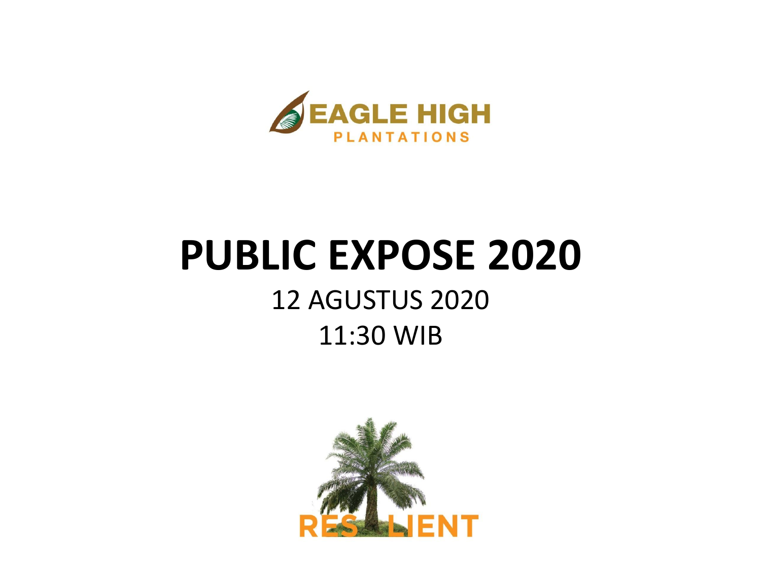EAGLE HIGH PLANTATIONS

# PUBLIC EXPOSE 2020

12 AGUSTUS 2020

11:30 WIB

RESILIENT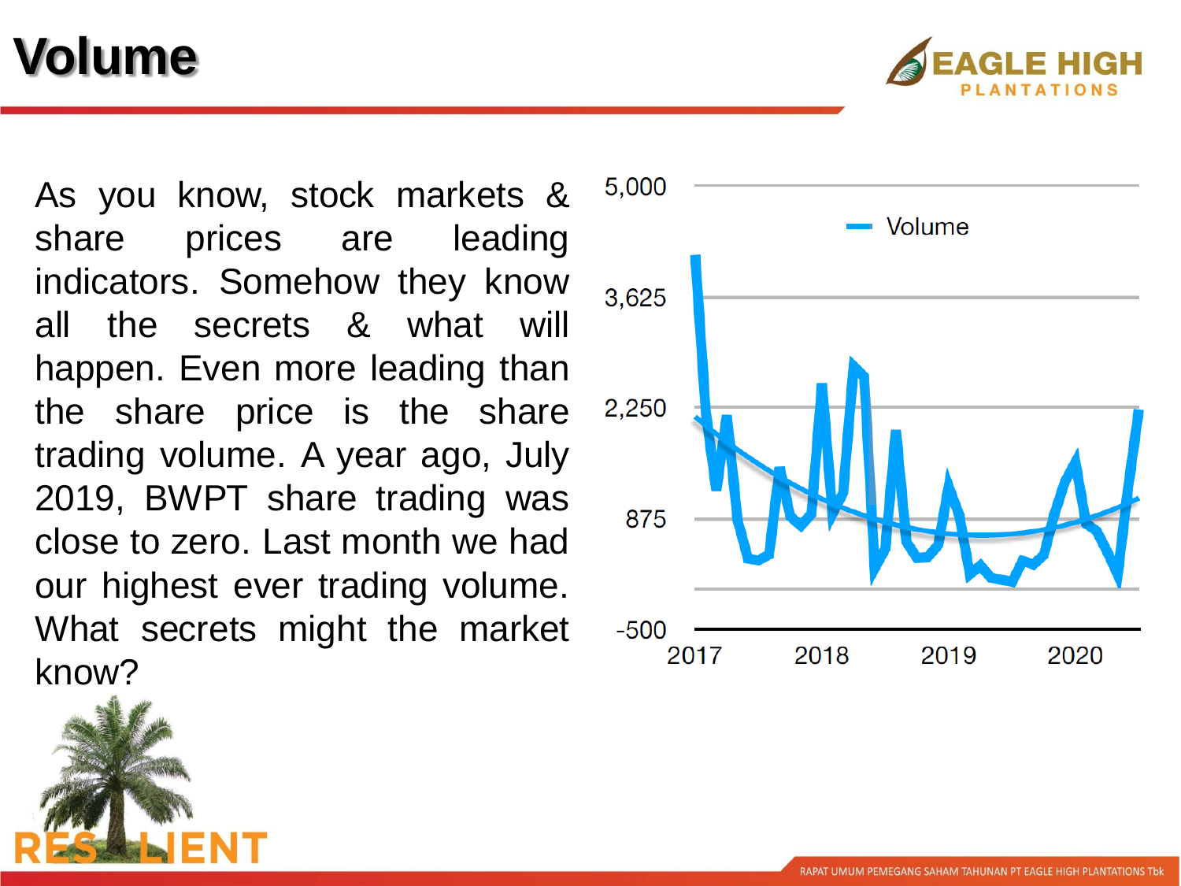# Volume

As you know, stock markets & share prices are leading indicators. Somehow they know all the secrets & what will happen. Even more leading than the share price is the share trading volume. A year ago, July 2019, BWPT share trading was close to zero. Last month we had our highest ever trading volume. What secrets might the market know?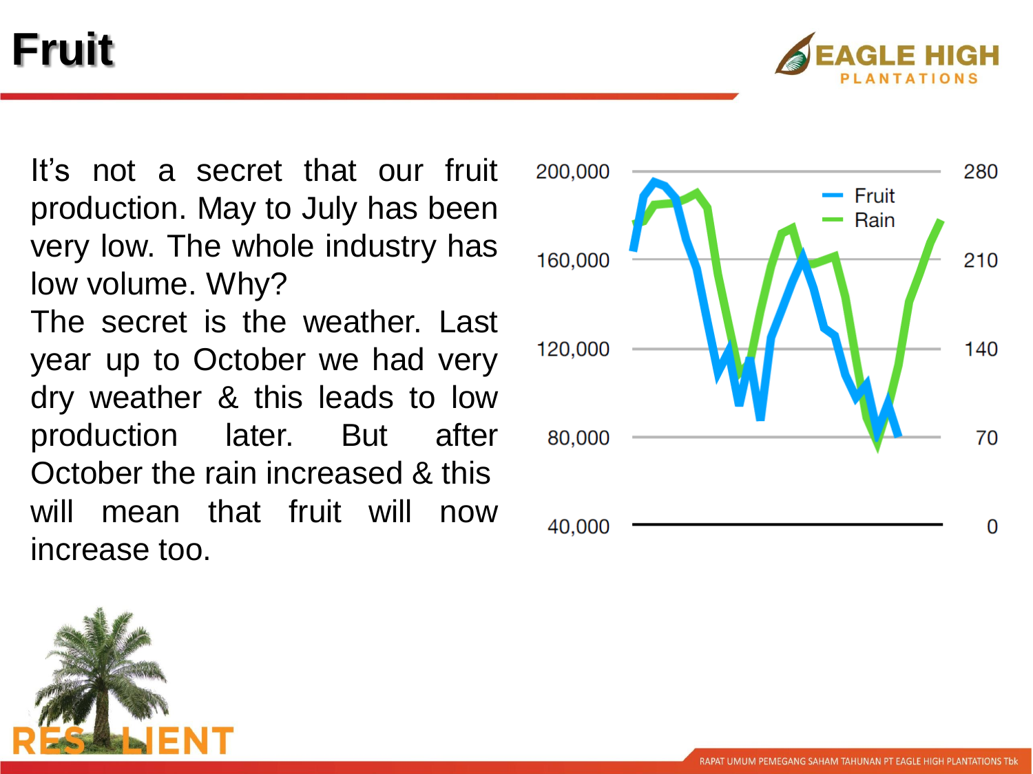# Fruit

It's not a secret that our fruit production. May to July has been very low. The whole industry has low volume. Why?

The secret is the weather. Last year up to October we had very dry weather & this leads to low production later. But after October the rain increased & this will mean that fruit will now increase too.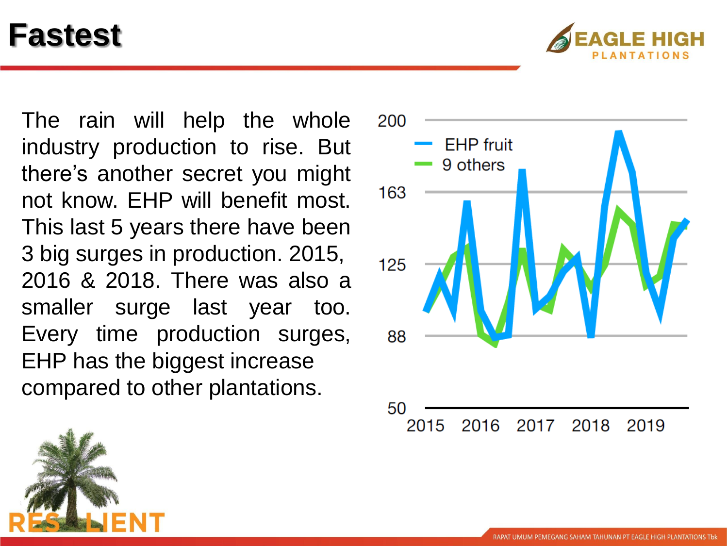# Fastest

The rain will help the whole industry production to rise. But there's another secret you might not know. EHP will benefit most. This last 5 years there have been 3 big surges in production. 2015, 2016 & 2018. There was also a smaller surge last year too. Every time production surges, EHP has the biggest increase compared to other plantations.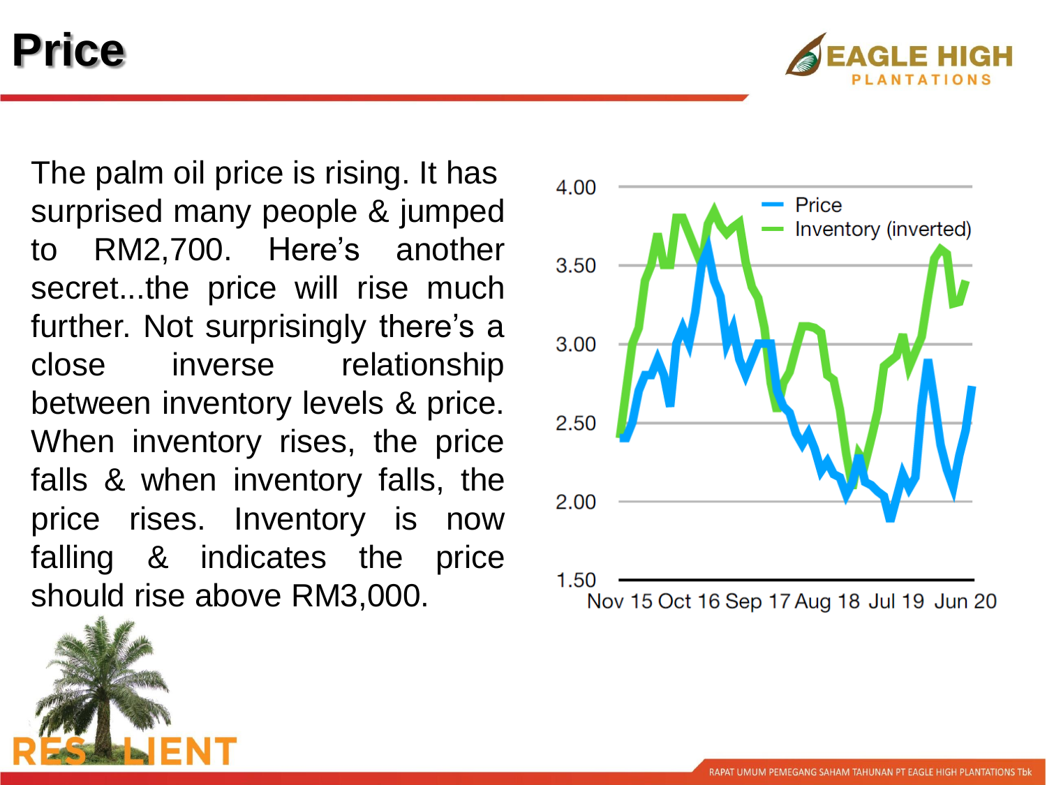# Price

The palm oil price is rising. It has surprised many people & jumped to RM2,700. Here's another secret...the price will rise much further. Not surprisingly there's a close inverse relationship between inventory levels & price. When inventory rises, the price falls & when inventory falls, the price rises. Inventory is now falling & indicates the price should rise above RM3,000.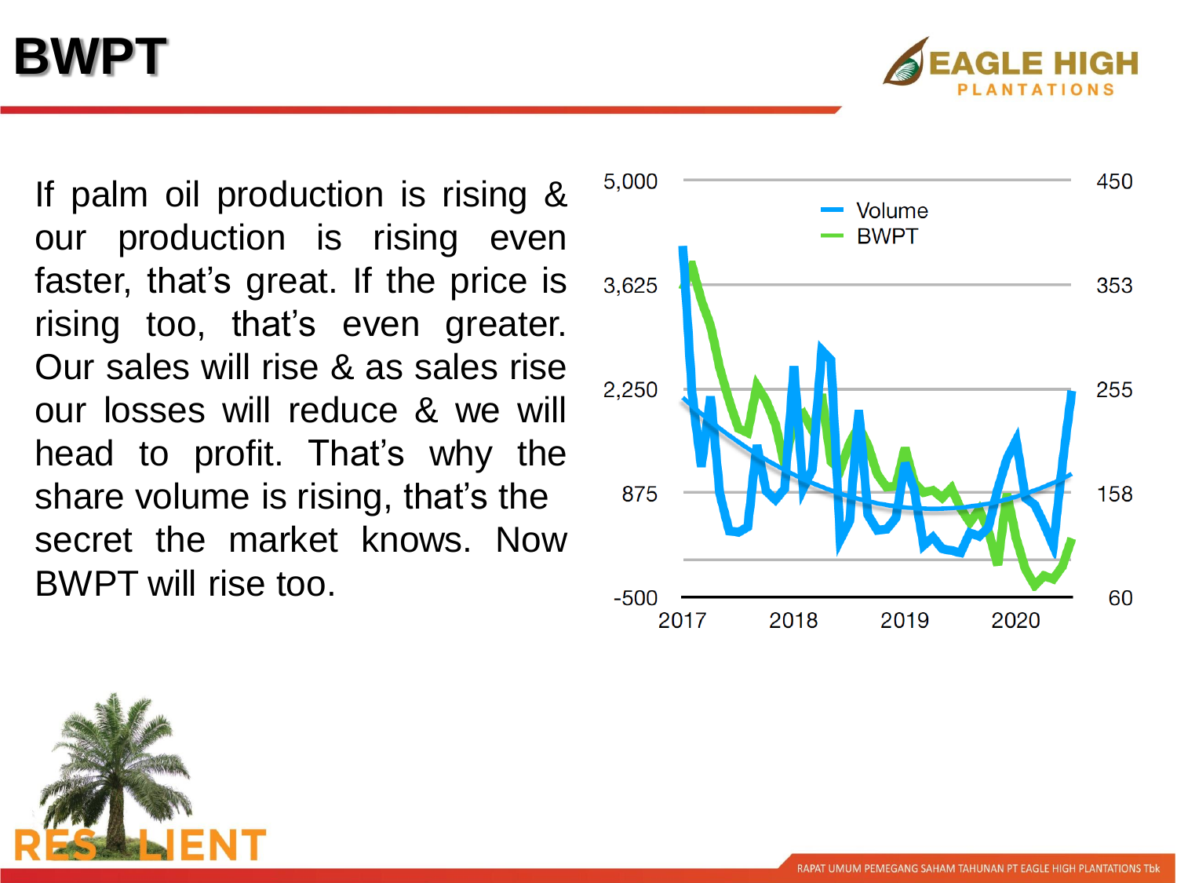# BWPT

If palm oil production is rising & our production is rising even faster, that's great. If the price is rising too, that's even greater. Our sales will rise & as sales rise our losses will reduce & we will head to profit. That's why the share volume is rising, that's the secret the market knows. Now BWPT will rise too.

5,000
3,625
2,250
875
-500

450
353
255
158
60

Volume
BWPT

2017
2018
2019
2020